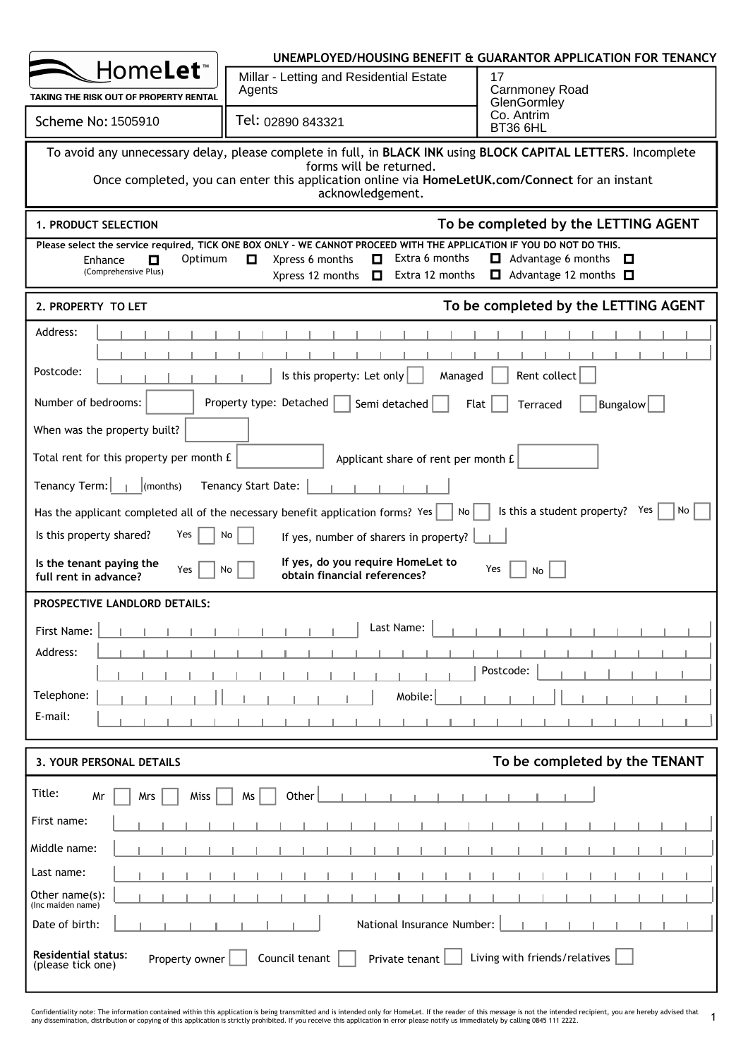**HomeLet™**
TAKING THE RISK OUT OF PROPERTY RENTAL

# UNEMPLOYED/HOUSING BENEFIT & GUARANTOR APPLICATION FOR TENANCY

| | | |
|---|---|---|
| Scheme No: 1505910 | Millar - Letting and Residential Estate Agents | 17 Carnmoney Road GlenGormley Co. Antrim BT36 6HL |
| | Tel: 02890 843321 | |

To avoid any unnecessary delay, please complete in full, in **BLACK INK** using **BLOCK CAPITAL LETTERS**. Incomplete forms will be returned.
Once completed, you can enter this application online via **HomeLetUK.com/Connect** for an instant acknowledgement.

## 1. PRODUCT SELECTION — To be completed by the LETTING AGENT

**Please select the service required, TICK ONE BOX ONLY - WE CANNOT PROCEED WITH THE APPLICATION IF YOU DO NOT DO THIS.**

- ☐ Enhance (Comprehensive Plus)
- ☐ Optimum
- ☐ Xpress 6 months
- ☐ Xpress 12 months
- ☐ Extra 6 months
- ☐ Extra 12 months
- ☐ Advantage 6 months
- ☐ Advantage 12 months

## 2. PROPERTY TO LET — To be completed by the LETTING AGENT

Address:

Postcode: Is this property: Let only ☐ Managed ☐ Rent collect ☐

Number of bedrooms: Property type: Detached ☐ Semi detached ☐ Flat ☐ Terraced ☐ Bungalow ☐

When was the property built?

Total rent for this property per month £ Applicant share of rent per month £

Tenancy Term: (months) Tenancy Start Date:

Has the applicant completed all of the necessary benefit application forms? Yes ☐ No ☐ Is this a student property? Yes ☐ No ☐

Is this property shared? Yes ☐ No ☐ If yes, number of sharers in property?

**Is the tenant paying the full rent in advance?** Yes ☐ No ☐ **If yes, do you require HomeLet to obtain financial references?** Yes ☐ No ☐

**PROSPECTIVE LANDLORD DETAILS:**

First Name: Last Name:

Address:

Postcode:

Telephone: Mobile:

E-mail:

## 3. YOUR PERSONAL DETAILS — To be completed by the TENANT

Title: Mr ☐ Mrs ☐ Miss ☐ Ms ☐ Other

First name:

Middle name:

Last name:

Other name(s): (Inc maiden name)

Date of birth: National Insurance Number:

**Residential status:** (please tick one) Property owner ☐ Council tenant ☐ Private tenant ☐ Living with friends/relatives ☐

Confidentiality note: The information contained within this application is being transmitted and is intended only for HomeLet. If the reader of this message is not the intended recipient, you are hereby advised that any dissemination, distribution or copying of this application is strictly prohibited. If you receive this application in error please notify us immediately by calling 0845 111 2222.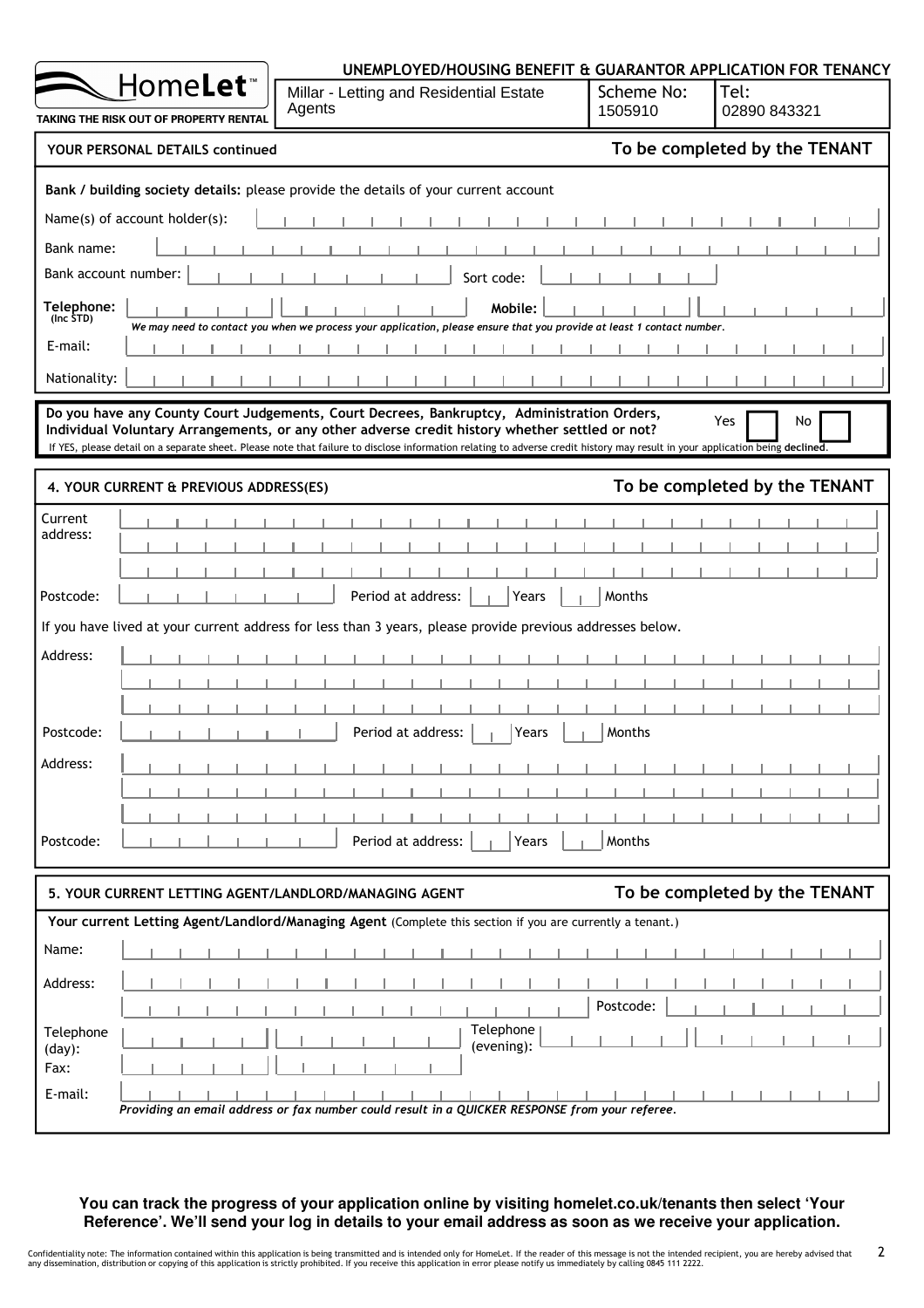**UNEMPLOYED/HOUSING BENEFIT & GUARANTOR APPLICATION FOR TENANCY**

HomeLet™ — TAKING THE RISK OUT OF PROPERTY RENTAL

| Millar - Letting and Residential Estate Agents | Scheme No: 1505910 | Tel: 02890 843321 |
|---|---|---|

## YOUR PERSONAL DETAILS continued

**To be completed by the TENANT**

**Bank / building society details:** please provide the details of your current account

Name(s) of account holder(s):

Bank name:

Bank account number: Sort code:

**Telephone:** (Inc STD) **Mobile:**

*We may need to contact you when we process your application, please ensure that you provide at least 1 contact number.*

E-mail:

Nationality:

**Do you have any County Court Judgements, Court Decrees, Bankruptcy, Administration Orders, Individual Voluntary Arrangements, or any other adverse credit history whether settled or not?** Yes ☐ No ☐

If YES, please detail on a separate sheet. Please note that failure to disclose information relating to adverse credit history may result in your application being **declined**.

## 4. YOUR CURRENT & PREVIOUS ADDRESS(ES)

**To be completed by the TENANT**

Current address:

Postcode: Period at address: Years Months

If you have lived at your current address for less than 3 years, please provide previous addresses below.

Address:

Postcode: Period at address: Years Months

Address:

Postcode: Period at address: Years Months

## 5. YOUR CURRENT LETTING AGENT/LANDLORD/MANAGING AGENT

**To be completed by the TENANT**

**Your current Letting Agent/Landlord/Managing Agent** (Complete this section if you are currently a tenant.)

Name:

Address:

Postcode:

Telephone (day): Telephone (evening):

Fax:

E-mail:

*Providing an email address or fax number could result in a QUICKER RESPONSE from your referee.*

**You can track the progress of your application online by visiting homelet.co.uk/tenants then select 'Your Reference'. We'll send your log in details to your email address as soon as we receive your application.**

Confidentiality note: The information contained within this application is being transmitted and is intended only for HomeLet. If the reader of this message is not the intended recipient, you are hereby advised that any dissemination, distribution or copying of this application is strictly prohibited. If you receive this application in error please notify us immediately by calling 0845 111 2222.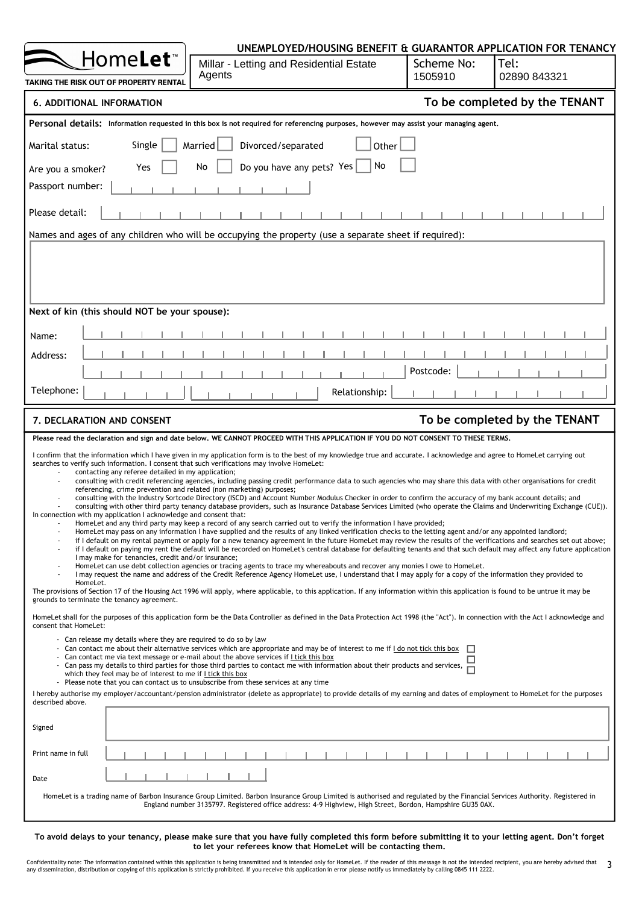# UNEMPLOYED/HOUSING BENEFIT & GUARANTOR APPLICATION FOR TENANCY

HomeLet™ — TAKING THE RISK OUT OF PROPERTY RENTAL

| Millar - Letting and Residential Estate Agents | Scheme No: 1505910 | Tel: 02890 843321 |
|---|---|---|

## 6. ADDITIONAL INFORMATION — To be completed by the TENANT

**Personal details:** Information requested in this box is not required for referencing purposes, however may assist your managing agent.

Marital status: Single ☐ Married ☐ Divorced/separated ☐ Other ☐

Are you a smoker? Yes ☐ No ☐ Do you have any pets? Yes ☐ No ☐

Passport number:

Please detail:

Names and ages of any children who will be occupying the property (use a separate sheet if required):

**Next of kin (this should NOT be your spouse):**

Name:

Address:

Postcode:

Telephone:

Relationship:

## 7. DECLARATION AND CONSENT — To be completed by the TENANT

**Please read the declaration and sign and date below. WE CANNOT PROCEED WITH THIS APPLICATION IF YOU DO NOT CONSENT TO THESE TERMS.**

I confirm that the information which I have given in my application form is to the best of my knowledge true and accurate. I acknowledge and agree to HomeLet carrying out searches to verify such information. I consent that such verifications may involve HomeLet:

- contacting any referee detailed in my application;
- consulting with credit referencing agencies, including passing credit performance data to such agencies who may share this data with other organisations for credit referencing, crime prevention and related (non marketing) purposes;
- consulting with the Industry Sortcode Directory (ISCD) and Account Number Modulus Checker in order to confirm the accuracy of my bank account details; and
- consulting with other third party tenancy database providers, such as Insurance Database Services Limited (who operate the Claims and Underwriting Exchange (CUE)).

In connection with my application I acknowledge and consent that:

- HomeLet and any third party may keep a record of any search carried out to verify the information I have provided;
- HomeLet may pass on any information I have supplied and the results of any linked verification checks to the letting agent and/or any appointed landlord;
- if I default on my rental payment or apply for a new tenancy agreement in the future HomeLet may review the results of the verifications and searches set out above;
- if I default on paying my rent the default will be recorded on HomeLet's central database for defaulting tenants and that such default may affect any future application I may make for tenancies, credit and/or insurance;
- HomeLet can use debt collection agencies or tracing agents to trace my whereabouts and recover any monies I owe to HomeLet.
- I may request the name and address of the Credit Reference Agency HomeLet use, I understand that I may apply for a copy of the information they provided to HomeLet.

The provisions of Section 17 of the Housing Act 1996 will apply, where applicable, to this application. If any information within this application is found to be untrue it may be grounds to terminate the tenancy agreement.

HomeLet shall for the purposes of this application form be the Data Controller as defined in the Data Protection Act 1998 (the "Act"). In connection with the Act I acknowledge and consent that HomeLet:

- Can release my details where they are required to do so by law
- Can contact me about their alternative services which are appropriate and may be of interest to me if I do not tick this box ☐
- Can contact me via text message or e-mail about the above services if I tick this box ☐
- Can pass my details to third parties for those third parties to contact me with information about their products and services, which they feel may be of interest to me if I tick this box ☐
- Please note that you can contact us to unsubscribe from these services at any time

I hereby authorise my employer/accountant/pension administrator (delete as appropriate) to provide details of my earning and dates of employment to HomeLet for the purposes described above.

Signed

Print name in full

Date

HomeLet is a trading name of Barbon Insurance Group Limited. Barbon Insurance Group Limited is authorised and regulated by the Financial Services Authority. Registered in England number 3135797. Registered office address: 4-9 Highview, High Street, Bordon, Hampshire GU35 0AX.

**To avoid delays to your tenancy, please make sure that you have fully completed this form before submitting it to your letting agent. Don't forget to let your referees know that HomeLet will be contacting them.**

Confidentiality note: The information contained within this application is being transmitted and is intended only for HomeLet. If the reader of this message is not the intended recipient, you are hereby advised that any dissemination, distribution or copying of this application is strictly prohibited. If you receive this application in error please notify us immediately by calling 0845 111 2222.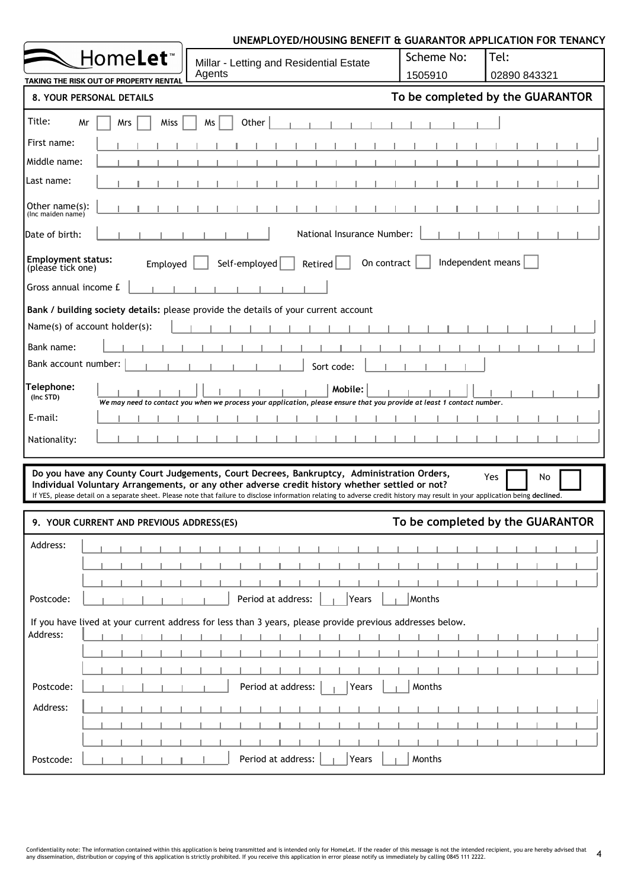**UNEMPLOYED/HOUSING BENEFIT & GUARANTOR APPLICATION FOR TENANCY**

HomeLet™
TAKING THE RISK OUT OF PROPERTY RENTAL

| Millar - Letting and Residential Estate Agents | Scheme No: 1505910 | Tel: 02890 843321 |
|---|---|---|

## 8. YOUR PERSONAL DETAILS

**To be completed by the GUARANTOR**

Title: Mr ☐ Mrs ☐ Miss ☐ Ms ☐ Other

First name:

Middle name:

Last name:

Other name(s): (Inc maiden name)

Date of birth:

National Insurance Number:

**Employment status:** (please tick one) Employed ☐ Self-employed ☐ Retired ☐ On contract ☐ Independent means ☐

Gross annual income £

**Bank / building society details:** please provide the details of your current account

Name(s) of account holder(s):

Bank name:

Bank account number:

Sort code:

**Telephone:** (Inc STD)

**Mobile:**

*We may need to contact you when we process your application, please ensure that you provide at least 1 contact number.*

E-mail:

Nationality:

**Do you have any County Court Judgements, Court Decrees, Bankruptcy, Administration Orders, Individual Voluntary Arrangements, or any other adverse credit history whether settled or not?** Yes ☐ No ☐

If YES, please detail on a separate sheet. Please note that failure to disclose information relating to adverse credit history may result in your application being **declined**.

## 9. YOUR CURRENT AND PREVIOUS ADDRESS(ES)

**To be completed by the GUARANTOR**

Address:

Postcode: Period at address: Years Months

If you have lived at your current address for less than 3 years, please provide previous addresses below.

Address:

Postcode: Period at address: Years Months

Address:

Postcode: Period at address: Years Months

Confidentiality note: The information contained within this application is being transmitted and is intended only for HomeLet. If the reader of this message is not the intended recipient, you are hereby advised that any dissemination, distribution or copying of this application is strictly prohibited. If you receive this application in error please notify us immediately by calling 0845 111 2222.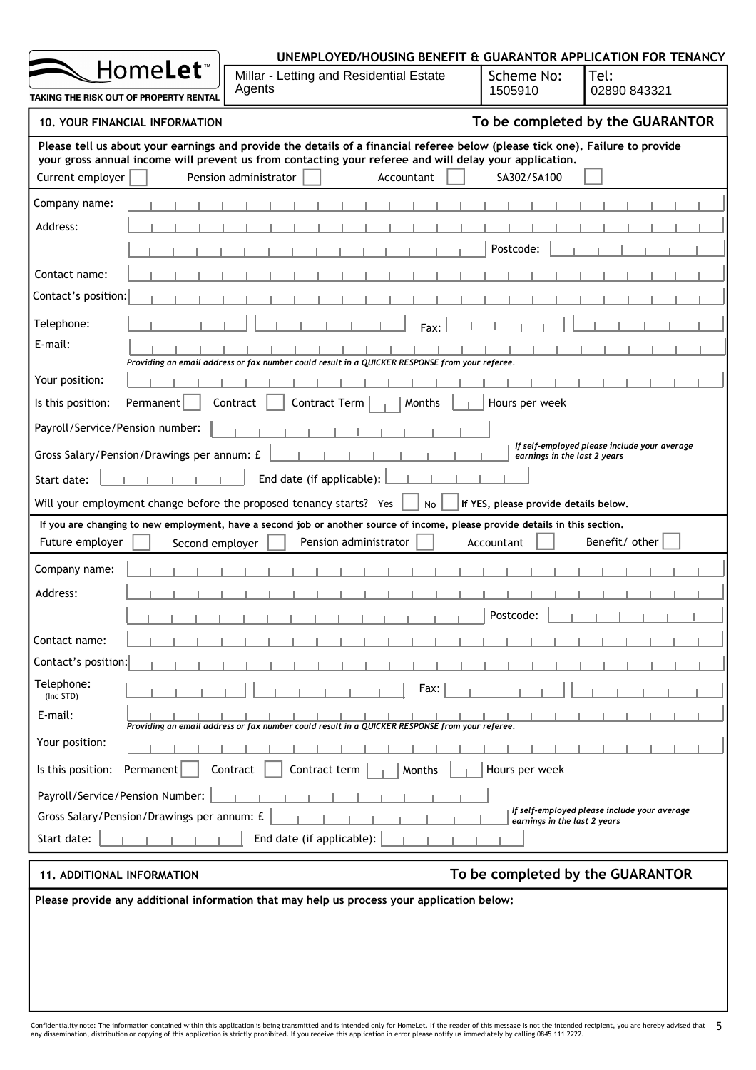HomeLet™

TAKING THE RISK OUT OF PROPERTY RENTAL

**UNEMPLOYED/HOUSING BENEFIT & GUARANTOR APPLICATION FOR TENANCY**

| Millar - Letting and Residential Estate Agents | Scheme No: 1505910 | Tel: 02890 843321 |
|---|---|---|

## 10. YOUR FINANCIAL INFORMATION

**To be completed by the GUARANTOR**

**Please tell us about your earnings and provide the details of a financial referee below (please tick one). Failure to provide your gross annual income will prevent us from contacting your referee and will delay your application.**

Current employer ☐ Pension administrator ☐ Accountant ☐ SA302/SA100 ☐

Company name:

Address:

Postcode:

Contact name:

Contact's position:

Telephone: Fax:

E-mail:

*Providing an email address or fax number could result in a QUICKER RESPONSE from your referee.*

Your position:

Is this position: Permanent ☐ Contract ☐ Contract Term ☐ Months ☐ Hours per week

Payroll/Service/Pension number:

Gross Salary/Pension/Drawings per annum: £

*If self-employed please include your average earnings in the last 2 years*

Start date: End date (if applicable):

Will your employment change before the proposed tenancy starts? Yes ☐ No ☐ **If YES, please provide details below.**

**If you are changing to new employment, have a second job or another source of income, please provide details in this section.**

Future employer ☐ Second employer ☐ Pension administrator ☐ Accountant ☐ Benefit/ other ☐

Company name:

Address:

Postcode:

Contact name:

Contact's position:

Telephone: (Inc STD) Fax:

E-mail:

*Providing an email address or fax number could result in a QUICKER RESPONSE from your referee.*

Your position:

Is this position: Permanent ☐ Contract ☐ Contract term ☐ Months ☐ Hours per week

Payroll/Service/Pension Number:

Gross Salary/Pension/Drawings per annum: £

*If self-employed please include your average earnings in the last 2 years*

Start date: End date (if applicable):

## 11. ADDITIONAL INFORMATION

**To be completed by the GUARANTOR**

**Please provide any additional information that may help us process your application below:**

Confidentiality note: The information contained within this application is being transmitted and is intended only for HomeLet. If the reader of this message is not the intended recipient, you are hereby advised that any dissemination, distribution or copying of this application is strictly prohibited. If you receive this application in error please notify us immediately by calling 0845 111 2222.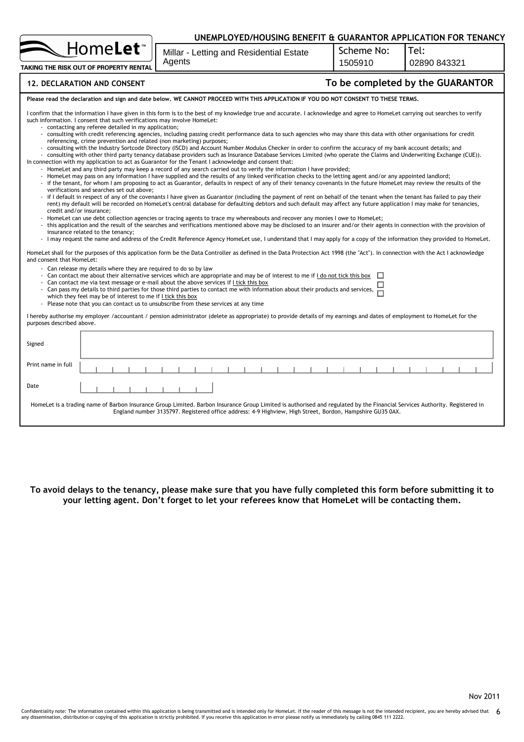**UNEMPLOYED/HOUSING BENEFIT & GUARANTOR APPLICATION FOR TENANCY**

HomeLet™
TAKING THE RISK OUT OF PROPERTY RENTAL

| | | |
|---|---|---|
| Millar - Letting and Residential Estate Agents | Scheme No: 1505910 | Tel: 02890 843321 |

## 12. DECLARATION AND CONSENT

## To be completed by the GUARANTOR

**Please read the declaration and sign and date below. WE CANNOT PROCEED WITH THIS APPLICATION IF YOU DO NOT CONSENT TO THESE TERMS.**

I confirm that the information I have given in this form is to the best of my knowledge true and accurate. I acknowledge and agree to HomeLet carrying out searches to verify such information. I consent that such verifications may involve HomeLet:

- contacting any referee detailed in my application;
- consulting with credit referencing agencies, including passing credit performance data to such agencies who may share this data with other organisations for credit referencing, crime prevention and related (non marketing) purposes;
- consulting with the Industry Sortcode Directory (ISCD) and Account Number Modulus Checker in order to confirm the accuracy of my bank account details; and
- consulting with other third party tenancy database providers such as Insurance Database Services Limited (who operate the Claims and Underwriting Exchange (CUE)).

In connection with my application to act as Guarantor for the Tenant I acknowledge and consent that:

- HomeLet and any third party may keep a record of any search carried out to verify the information I have provided;
- HomeLet may pass on any information I have supplied and the results of any linked verification checks to the letting agent and/or any appointed landlord;
- if the tenant, for whom I am proposing to act as Guarantor, defaults in respect of any of their tenancy covenants in the future HomeLet may review the results of the verifications and searches set out above;
- if I default in respect of any of the covenants I have given as Guarantor (including the payment of rent on behalf of the tenant when the tenant has failed to pay their rent) my default will be recorded on HomeLet's central database for defaulting debtors and such default may affect any future application I may make for tenancies, credit and/or insurance;
- HomeLet can use debt collection agencies or tracing agents to trace my whereabouts and recover any monies I owe to HomeLet;
- this application and the result of the searches and verifications mentioned above may be disclosed to an insurer and/or their agents in connection with the provision of insurance related to the tenancy;
- I may request the name and address of the Credit Reference Agency HomeLet use, I understand that I may apply for a copy of the information they provided to HomeLet.

HomeLet shall for the purposes of this application form be the Data Controller as defined in the Data Protection Act 1998 (the "Act"). In connection with the Act I acknowledge and consent that HomeLet:

- Can release my details where they are required to do so by law
- Can contact me about their alternative services which are appropriate and may be of interest to me if I do not tick this box ☐
- Can contact me via text message or e-mail about the above services if I tick this box ☐
- Can pass my details to third parties for those third parties to contact me with information about their products and services, which they feel may be of interest to me if I tick this box ☐
- Please note that you can contact us to unsubscribe from these services at any time

I hereby authorise my employer /accountant / pension administrator (delete as appropriate) to provide details of my earnings and dates of employment to HomeLet for the purposes described above.

| | |
|---|---|
| Signed | |
| Print name in full | |
| Date | |

HomeLet is a trading name of Barbon Insurance Group Limited. Barbon Insurance Group Limited is authorised and regulated by the Financial Services Authority. Registered in England number 3135797. Registered office address: 4-9 Highview, High Street, Bordon, Hampshire GU35 0AX.

**To avoid delays to the tenancy, please make sure that you have fully completed this form before submitting it to your letting agent. Don't forget to let your referees know that HomeLet will be contacting them.**

Nov 2011

Confidentiality note: The information contained within this application is being transmitted and is intended only for HomeLet. If the reader of this message is not the intended recipient, you are hereby advised that any dissemination, distribution or copying of this application is strictly prohibited. If you receive this application in error please notify us immediately by calling 0845 111 2222.